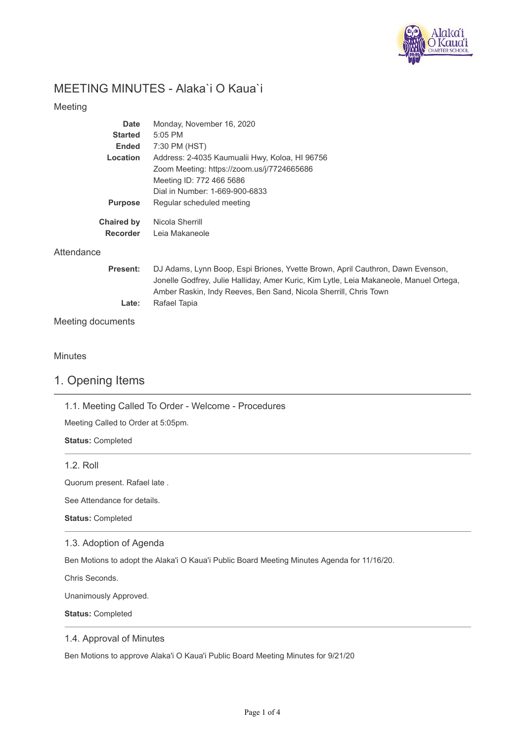# MEETING MINUTES - Alaka`i O Kaua`i

## Meeting

| | |
|---|---|
| **Date** | Monday, November 16, 2020 |
| **Started** | 5:05 PM |
| **Ended** | 7:30 PM (HST) |
| **Location** | Address: 2-4035 Kaumualii Hwy, Koloa, HI 96756<br>Zoom Meeting: https://zoom.us/j/7724665686<br>Meeting ID: 772 466 5686<br>Dial in Number: 1-669-900-6833 |
| **Purpose** | Regular scheduled meeting |
| **Chaired by** | Nicola Sherrill |
| **Recorder** | Leia Makaneole |

## Attendance

**Present:** DJ Adams, Lynn Boop, Espi Briones, Yvette Brown, April Cauthron, Dawn Evenson, Jonelle Godfrey, Julie Halliday, Amer Kuric, Kim Lytle, Leia Makaneole, Manuel Ortega, Amber Raskin, Indy Reeves, Ben Sand, Nicola Sherrill, Chris Town

**Late:** Rafael Tapia

## Meeting documents

## Minutes

# 1. Opening Items

### 1.1. Meeting Called To Order - Welcome - Procedures

Meeting Called to Order at 5:05pm.

**Status:** Completed

### 1.2. Roll

Quorum present. Rafael late .

See Attendance for details.

**Status:** Completed

### 1.3. Adoption of Agenda

Ben Motions to adopt the Alaka'i O Kaua'i Public Board Meeting Minutes Agenda for 11/16/20.

Chris Seconds.

Unanimously Approved.

**Status:** Completed

### 1.4. Approval of Minutes

Ben Motions to approve Alaka'i O Kaua'i Public Board Meeting Minutes for 9/21/20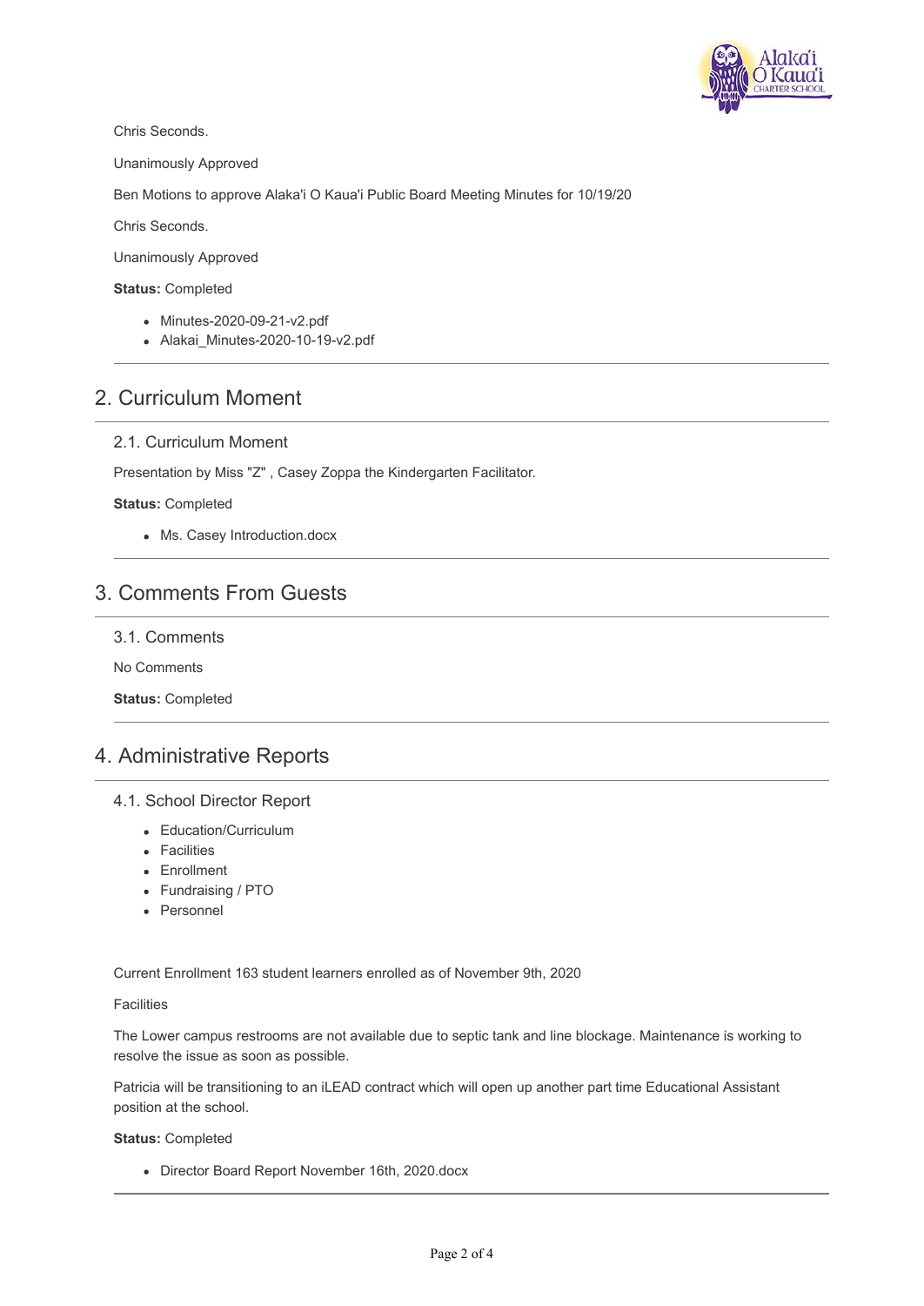Chris Seconds.

Unanimously Approved

Ben Motions to approve Alaka'i O Kaua'i Public Board Meeting Minutes for 10/19/20

Chris Seconds.

Unanimously Approved

**Status:** Completed

- Minutes-2020-09-21-v2.pdf
- Alakai_Minutes-2020-10-19-v2.pdf

## 2. Curriculum Moment

### 2.1. Curriculum Moment

Presentation by Miss "Z" , Casey Zoppa the Kindergarten Facilitator.

**Status:** Completed

- Ms. Casey Introduction.docx

## 3. Comments From Guests

### 3.1. Comments

No Comments

**Status:** Completed

## 4. Administrative Reports

### 4.1. School Director Report

- Education/Curriculum
- Facilities
- Enrollment
- Fundraising / PTO
- Personnel

Current Enrollment 163 student learners enrolled as of November 9th, 2020

Facilities

The Lower campus restrooms are not available due to septic tank and line blockage. Maintenance is working to resolve the issue as soon as possible.

Patricia will be transitioning to an iLEAD contract which will open up another part time Educational Assistant position at the school.

**Status:** Completed

- Director Board Report November 16th, 2020.docx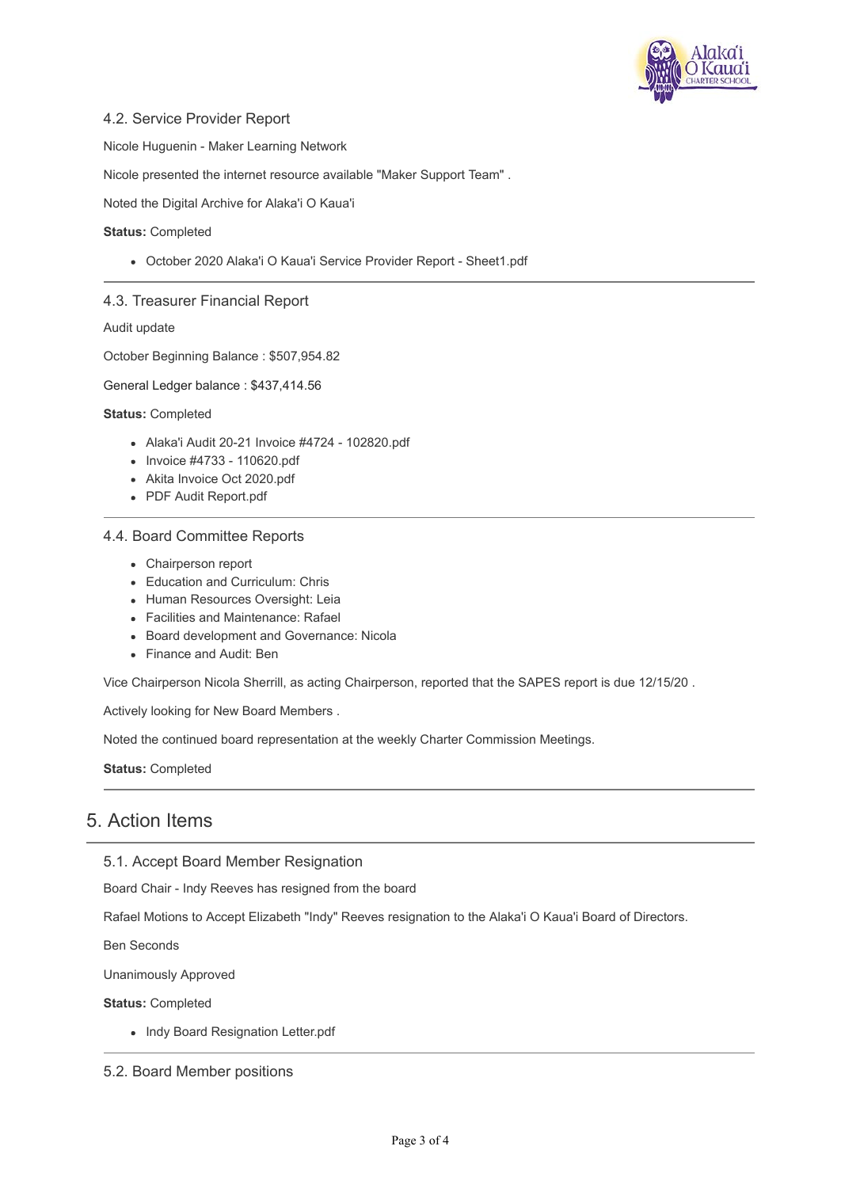### 4.2. Service Provider Report

Nicole Huguenin - Maker Learning Network

Nicole presented the internet resource available "Maker Support Team" .

Noted the Digital Archive for Alaka'i O Kaua'i

**Status:** Completed

- October 2020 Alaka'i O Kaua'i Service Provider Report - Sheet1.pdf

---

### 4.3. Treasurer Financial Report

Audit update

October Beginning Balance : $507,954.82

General Ledger balance : $437,414.56

**Status:** Completed

- Alaka'i Audit 20-21 Invoice #4724 - 102820.pdf
- Invoice #4733 - 110620.pdf
- Akita Invoice Oct 2020.pdf
- PDF Audit Report.pdf

---

### 4.4. Board Committee Reports

- Chairperson report
- Education and Curriculum: Chris
- Human Resources Oversight: Leia
- Facilities and Maintenance: Rafael
- Board development and Governance: Nicola
- Finance and Audit: Ben

Vice Chairperson Nicola Sherrill, as acting Chairperson, reported that the SAPES report is due 12/15/20 .

Actively looking for New Board Members .

Noted the continued board representation at the weekly Charter Commission Meetings.

**Status:** Completed

---

## 5. Action Items

### 5.1. Accept Board Member Resignation

Board Chair - Indy Reeves has resigned from the board

Rafael Motions to Accept Elizabeth "Indy" Reeves resignation to the Alaka'i O Kaua'i Board of Directors.

Ben Seconds

Unanimously Approved

**Status:** Completed

- Indy Board Resignation Letter.pdf

---

### 5.2. Board Member positions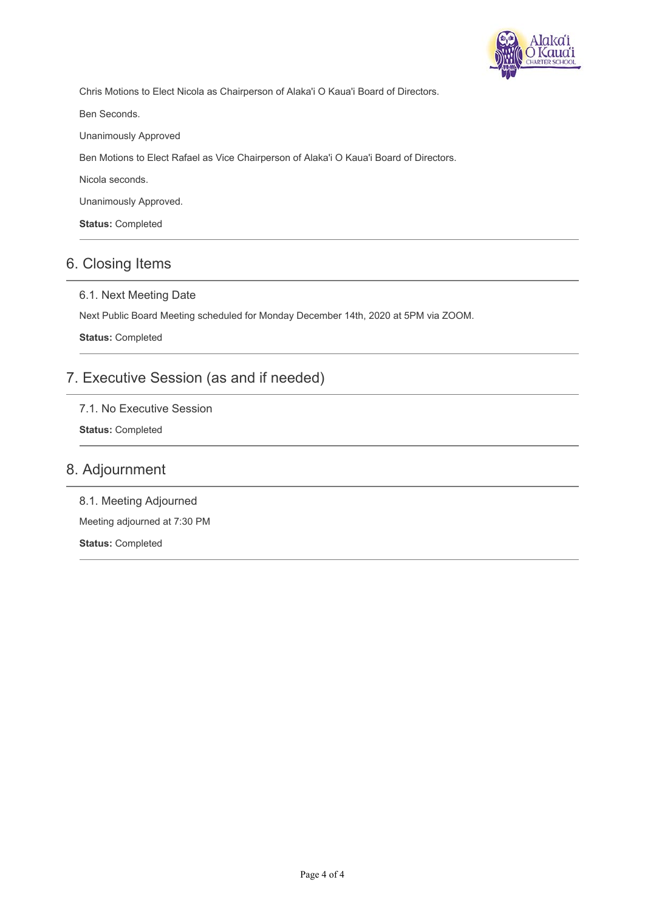Chris Motions to Elect Nicola as Chairperson of Alaka'i O Kaua'i Board of Directors.

Ben Seconds.

Unanimously Approved

Ben Motions to Elect Rafael as Vice Chairperson of Alaka'i O Kaua'i Board of Directors.

Nicola seconds.

Unanimously Approved.

**Status:** Completed

## 6. Closing Items

### 6.1. Next Meeting Date

Next Public Board Meeting scheduled for Monday December 14th, 2020 at 5PM via ZOOM.

**Status:** Completed

## 7. Executive Session (as and if needed)

### 7.1. No Executive Session

**Status:** Completed

## 8. Adjournment

### 8.1. Meeting Adjourned

Meeting adjourned at 7:30 PM

**Status:** Completed